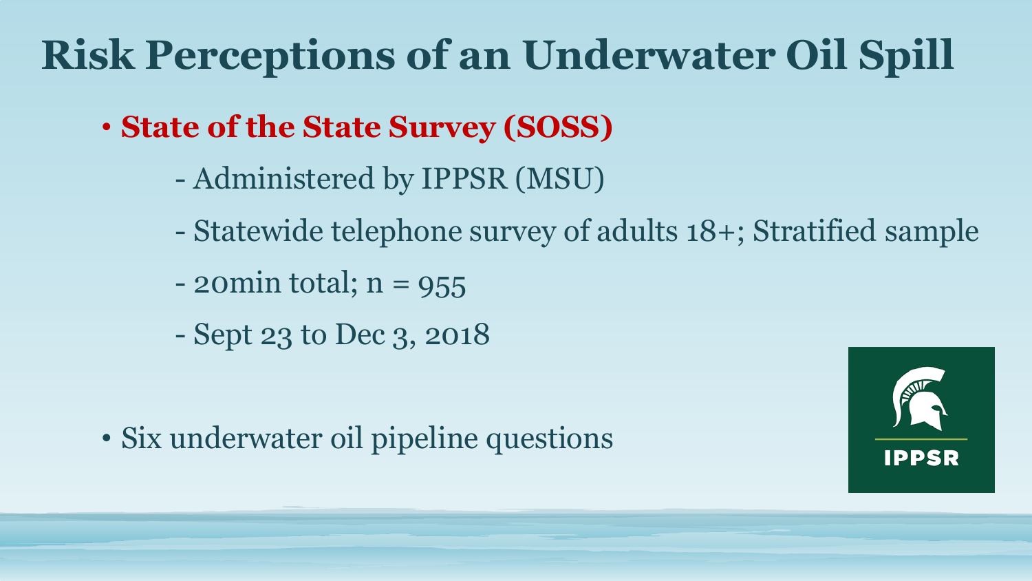# Risk Perceptions of an Underwater Oil Spill

- **State of the State Survey (SOSS)**
  - Administered by IPPSR (MSU)
  - Statewide telephone survey of adults 18+; Stratified sample
  - 20min total; n = 955
  - Sept 23 to Dec 3, 2018

- Six underwater oil pipeline questions

IPPSR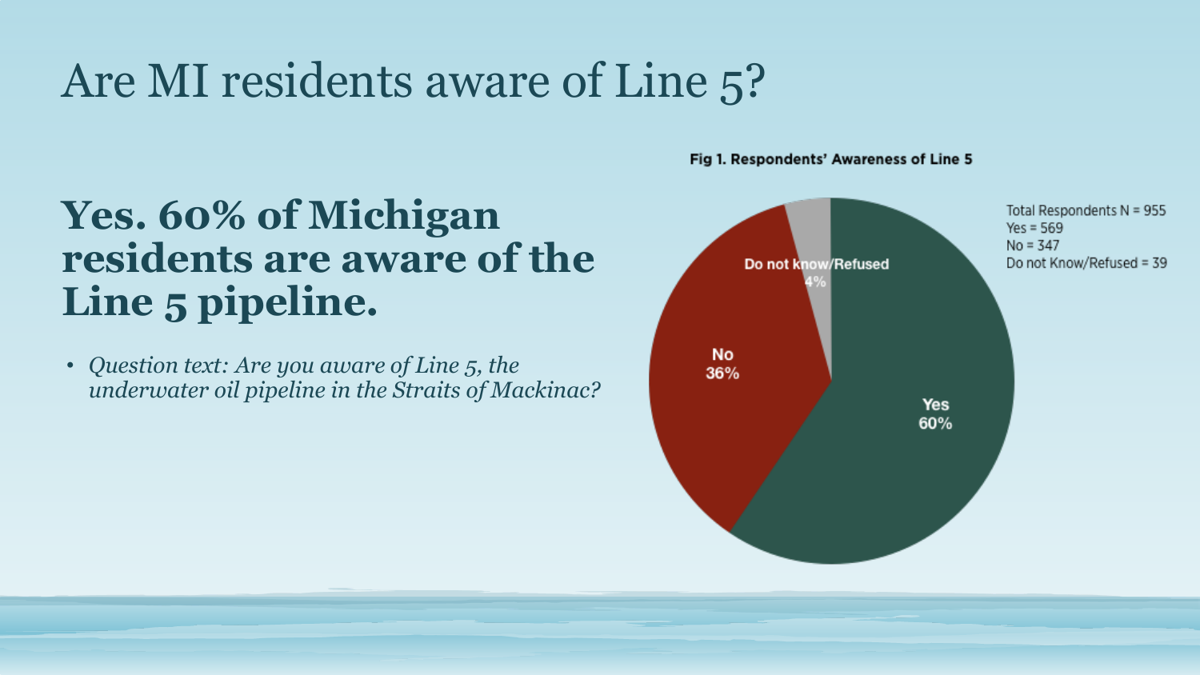# Are MI residents aware of Line 5?

## Yes. 60% of Michigan residents are aware of the Line 5 pipeline.

- *Question text: Are you aware of Line 5, the underwater oil pipeline in the Straits of Mackinac?*

**Fig 1. Respondents' Awareness of Line 5**

| Response | Count | Percent |
|---|---|---|
| Yes | 569 | 60% |
| No | 347 | 36% |
| Do not know/Refused | 39 | 4% |
| Total Respondents | N = 955 | |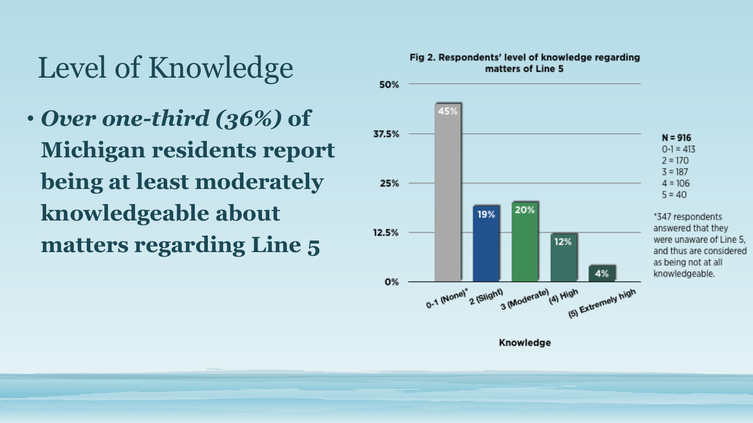# Level of Knowledge

- ***Over one-third (36%)* of Michigan residents report being at least moderately knowledgeable about matters regarding Line 5**

**Fig 2. Respondents' level of knowledge regarding matters of Line 5**

| Knowledge | Percent |
| --- | --- |
| 0-1 (None)* | 45% |
| 2 (Slight) | 19% |
| 3 (Moderate) | 20% |
| (4) High | 12% |
| (5) Extremely high | 4% |

**N = 916**
0-1 = 413
2 = 170
3 = 187
4 = 106
5 = 40

*347 respondents answered that they were unaware of Line 5, and thus are considered as being not at all knowledgeable.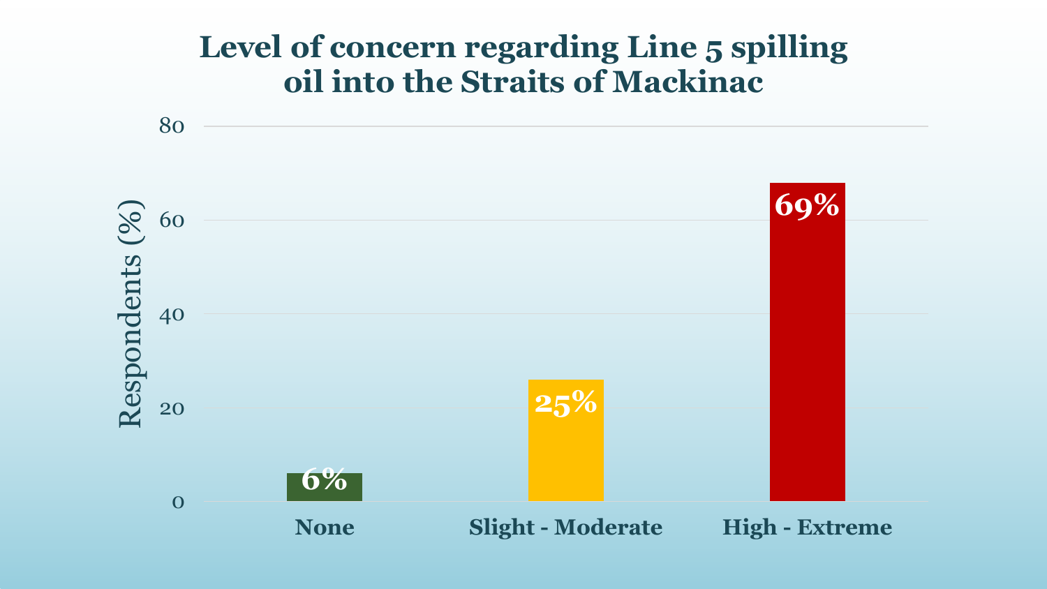# Level of concern regarding Line 5 spilling oil into the Straits of Mackinac

| Level of concern | Respondents (%) |
|---|---|
| None | 6% |
| Slight - Moderate | 25% |
| High - Extreme | 69% |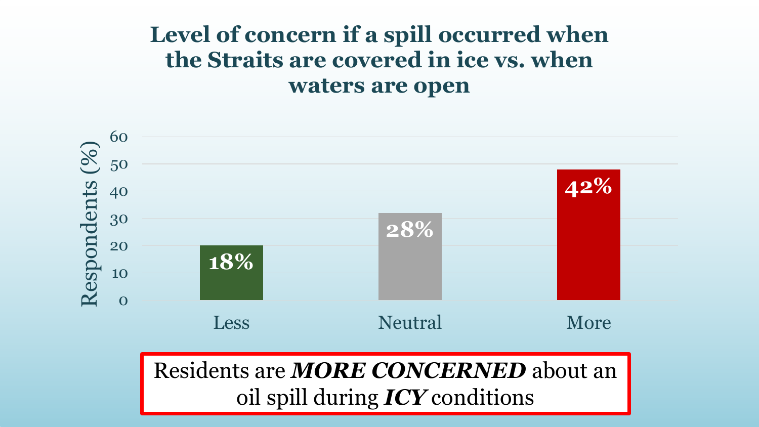# Level of concern if a spill occurred when the Straits are covered in ice vs. when waters are open

| Level of concern | Respondents (%) |
| --- | --- |
| Less | 18% |
| Neutral | 28% |
| More | 42% |

Residents are ***MORE CONCERNED*** about an oil spill during ***ICY*** conditions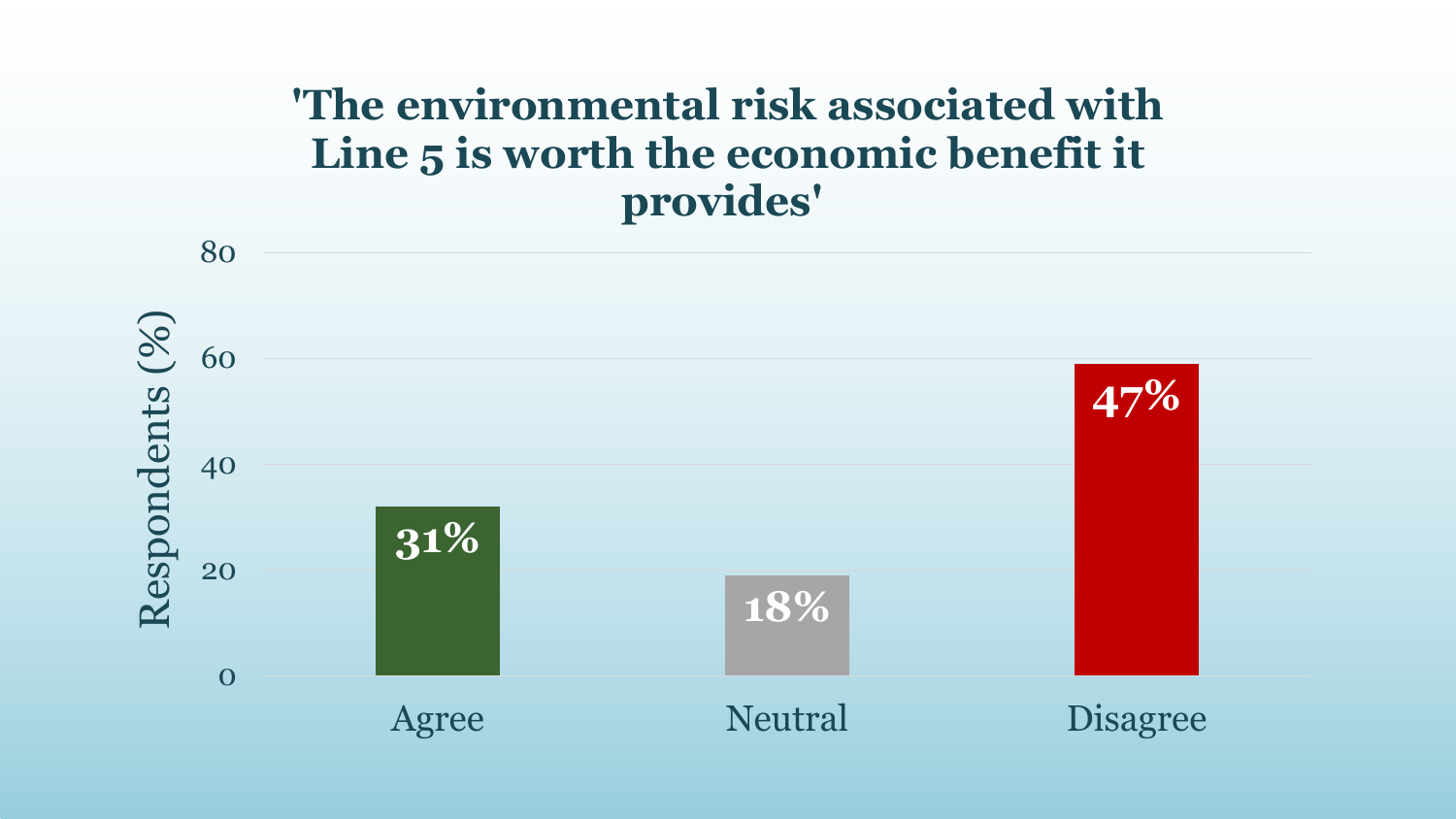# 'The environmental risk associated with Line 5 is worth the economic benefit it provides'

| Response | Respondents (%) |
|---|---|
| Agree | 31% |
| Neutral | 18% |
| Disagree | 47% |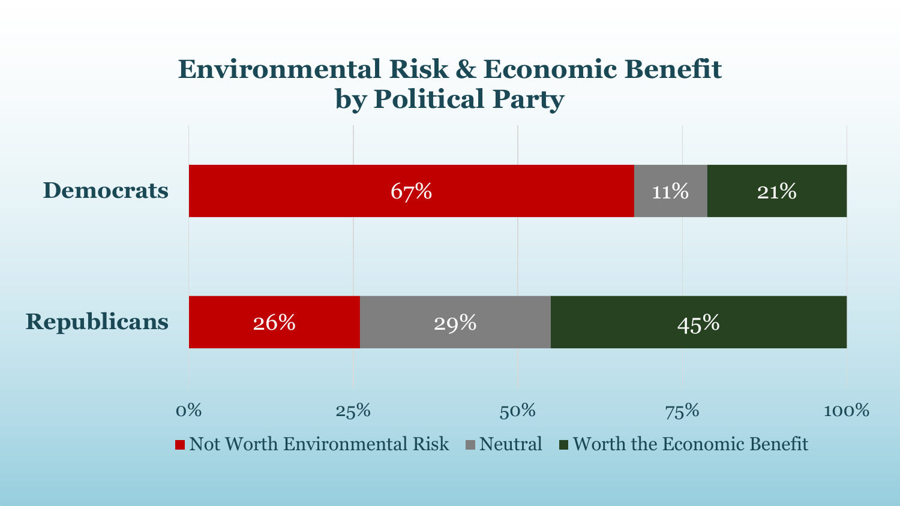# Environmental Risk & Economic Benefit by Political Party

| | Not Worth Environmental Risk | Neutral | Worth the Economic Benefit |
|---|---|---|---|
| Democrats | 67% | 11% | 21% |
| Republicans | 26% | 29% | 45% |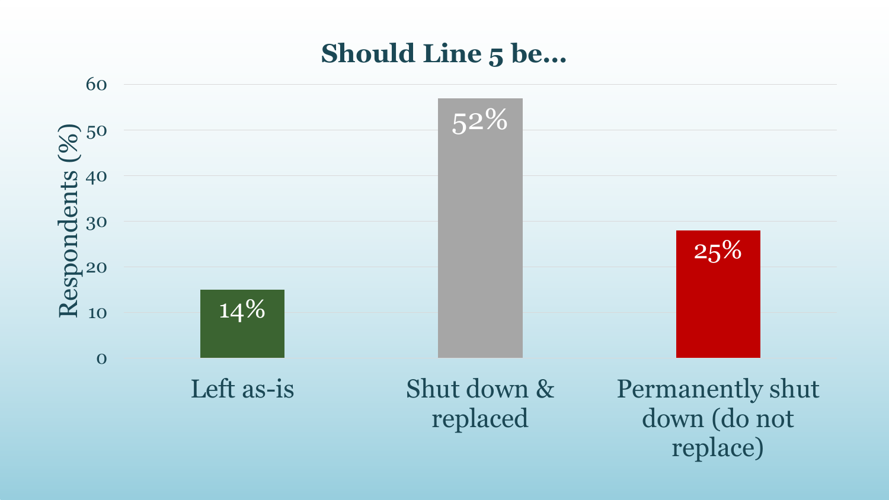## Should Line 5 be…

| Response | Respondents (%) |
|---|---|
| Left as-is | 14% |
| Shut down & replaced | 52% |
| Permanently shut down (do not replace) | 25% |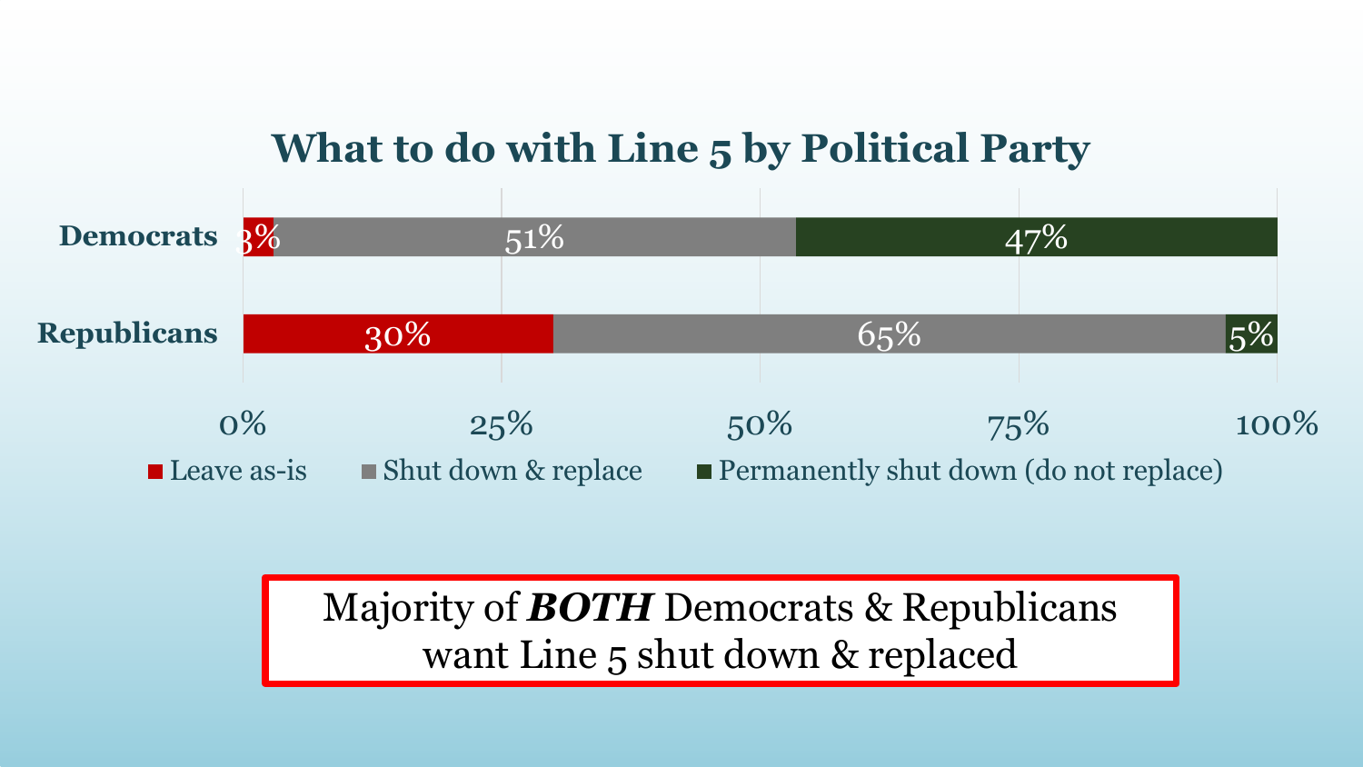## What to do with Line 5 by Political Party

| | Leave as-is | Shut down & replace | Permanently shut down (do not replace) |
|---|---|---|---|
| Democrats | 3% | 51% | 47% |
| Republicans | 30% | 65% | 5% |

Majority of ***BOTH*** Democrats & Republicans want Line 5 shut down & replaced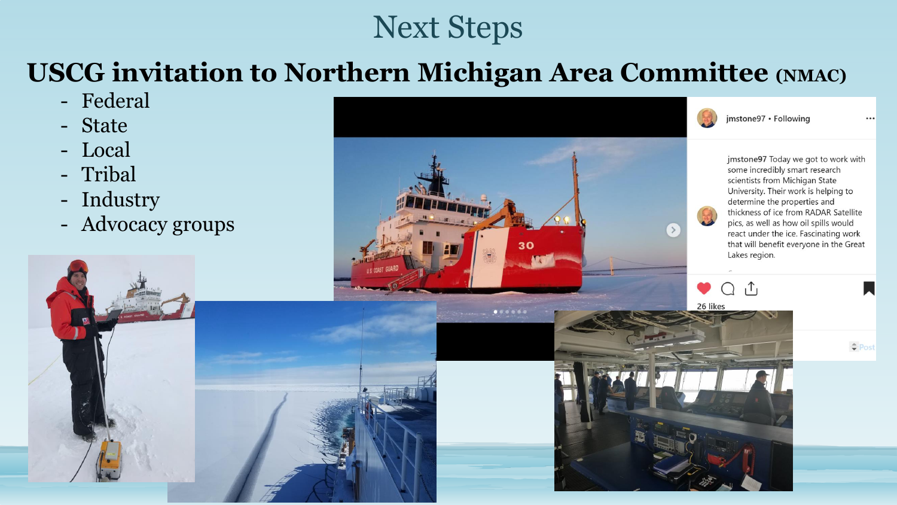# Next Steps

## USCG invitation to Northern Michigan Area Committee (NMAC)

- Federal
- State
- Local
- Tribal
- Industry
- Advocacy groups